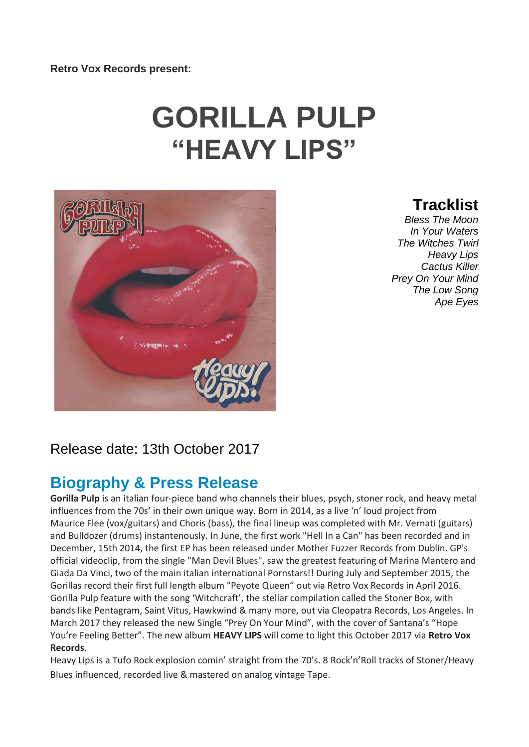**Retro Vox Records present:**

# GORILLA PULP
# "HEAVY LIPS"

## Tracklist

*Bless The Moon*
*In Your Waters*
*The Witches Twirl*
*Heavy Lips*
*Cactus Killer*
*Prey On Your Mind*
*The Low Song*
*Ape Eyes*

Release date: 13th October 2017

## Biography & Press Release

**Gorilla Pulp** is an italian four-piece band who channels their blues, psych, stoner rock, and heavy metal influences from the 70s' in their own unique way. Born in 2014, as a live 'n' loud project from Maurice Flee (vox/guitars) and Choris (bass), the final lineup was completed with Mr. Vernati (guitars) and Bulldozer (drums) instantenously. In June, the first work "Hell In a Can" has been recorded and in December, 15th 2014, the first EP has been released under Mother Fuzzer Records from Dublin. GP's official videoclip, from the single "Man Devil Blues", saw the greatest featuring of Marina Mantero and Giada Da Vinci, two of the main italian international Pornstars!! During July and September 2015, the Gorillas record their first full length album "Peyote Queen" out via Retro Vox Records in April 2016. Gorilla Pulp feature with the song 'Witchcraft', the stellar compilation called the Stoner Box, with bands like Pentagram, Saint Vitus, Hawkwind & many more, out via Cleopatra Records, Los Angeles. In March 2017 they released the new Single "Prey On Your Mind", with the cover of Santana's "Hope You're Feeling Better". The new album **HEAVY LIPS** will come to light this October 2017 via **Retro Vox Records**.

Heavy Lips is a Tufo Rock explosion comin' straight from the 70's. 8 Rock'n'Roll tracks of Stoner/Heavy Blues influenced, recorded live & mastered on analog vintage Tape.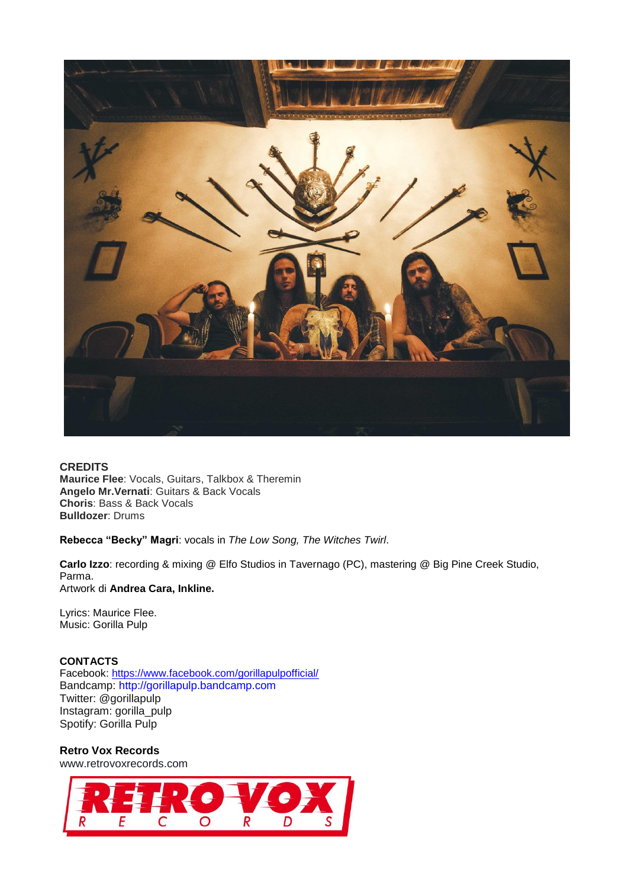**CREDITS**
**Maurice Flee**: Vocals, Guitars, Talkbox & Theremin
**Angelo Mr.Vernati**: Guitars & Back Vocals
**Choris**: Bass & Back Vocals
**Bulldozer**: Drums

**Rebecca "Becky" Magri**: vocals in *The Low Song, The Witches Twirl*.

**Carlo Izzo**: recording & mixing @ Elfo Studios in Tavernago (PC), mastering @ Big Pine Creek Studio, Parma.
Artwork di **Andrea Cara, Inkline.**

Lyrics: Maurice Flee.
Music: Gorilla Pulp

**CONTACTS**
Facebook: https://www.facebook.com/gorillapulpofficial/
Bandcamp: http://gorillapulp.bandcamp.com
Twitter: @gorillapulp
Instagram: gorilla_pulp
Spotify: Gorilla Pulp

**Retro Vox Records**
www.retrovoxrecords.com